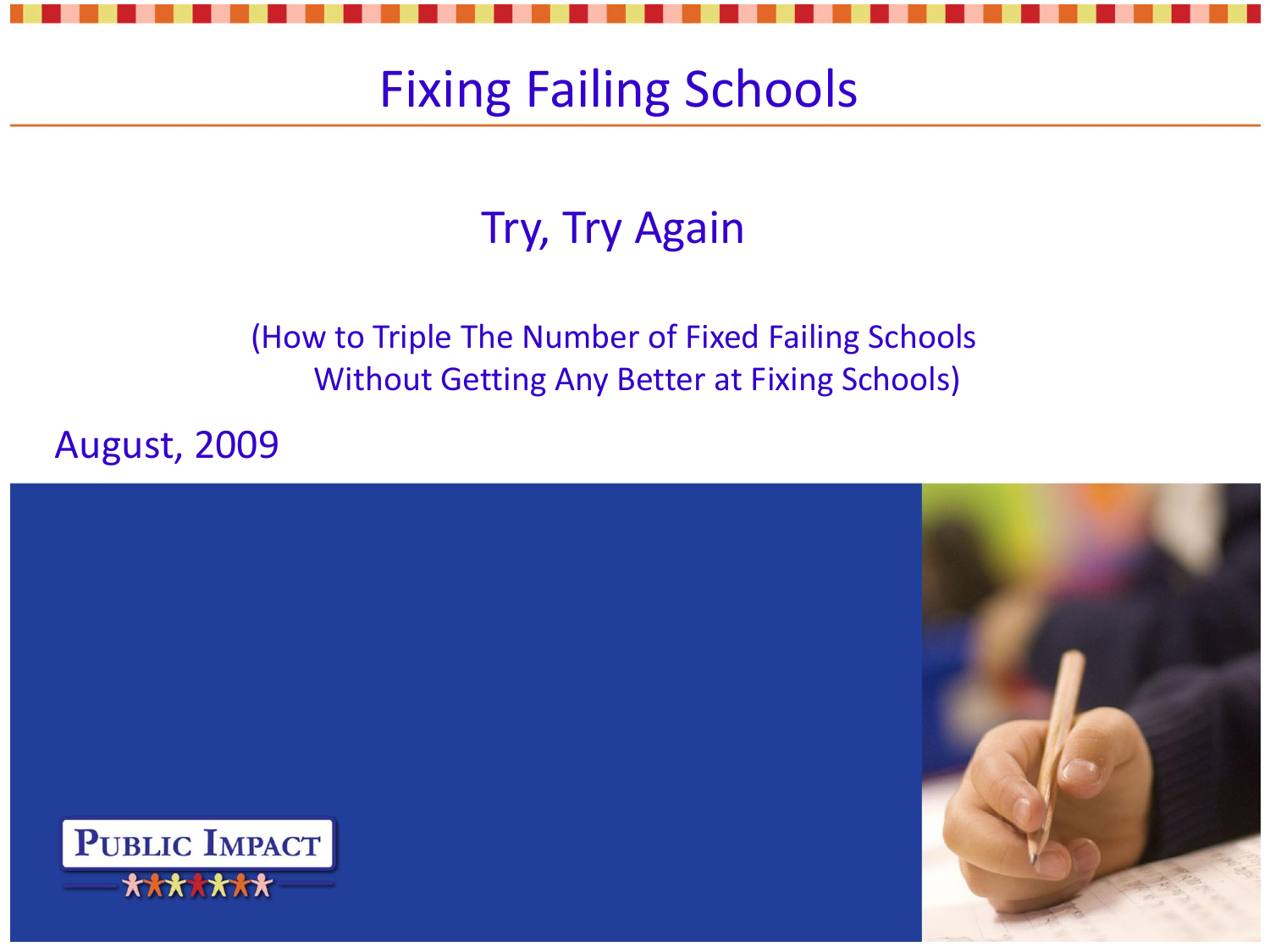# Fixing Failing Schools

## Try, Try Again

(How to Triple The Number of Fixed Failing Schools Without Getting Any Better at Fixing Schools)

August, 2009

Public Impact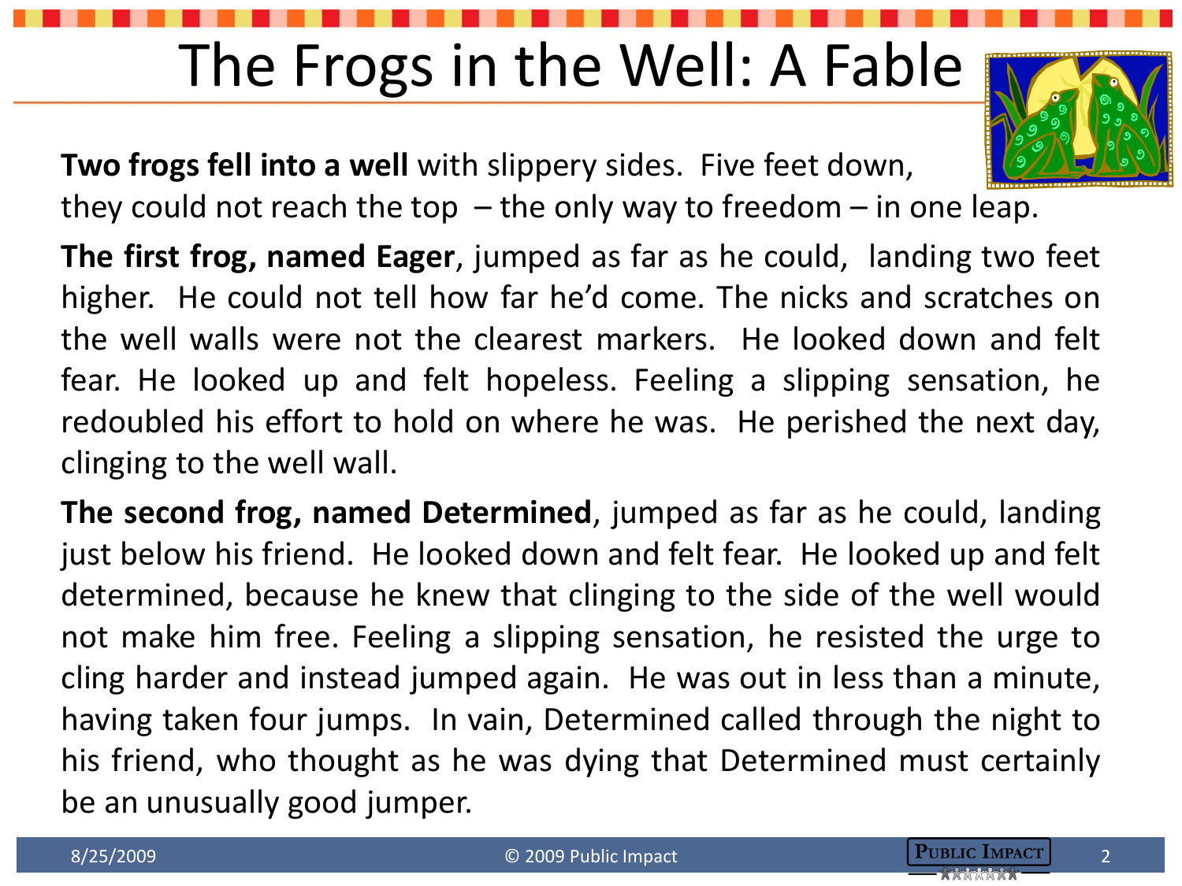# The Frogs in the Well: A Fable

**Two frogs fell into a well** with slippery sides. Five feet down, they could not reach the top – the only way to freedom – in one leap.

**The first frog, named Eager**, jumped as far as he could, landing two feet higher. He could not tell how far he'd come. The nicks and scratches on the well walls were not the clearest markers. He looked down and felt fear. He looked up and felt hopeless. Feeling a slipping sensation, he redoubled his effort to hold on where he was. He perished the next day, clinging to the well wall.

**The second frog, named Determined**, jumped as far as he could, landing just below his friend. He looked down and felt fear. He looked up and felt determined, because he knew that clinging to the side of the well would not make him free. Feeling a slipping sensation, he resisted the urge to cling harder and instead jumped again. He was out in less than a minute, having taken four jumps. In vain, Determined called through the night to his friend, who thought as he was dying that Determined must certainly be an unusually good jumper.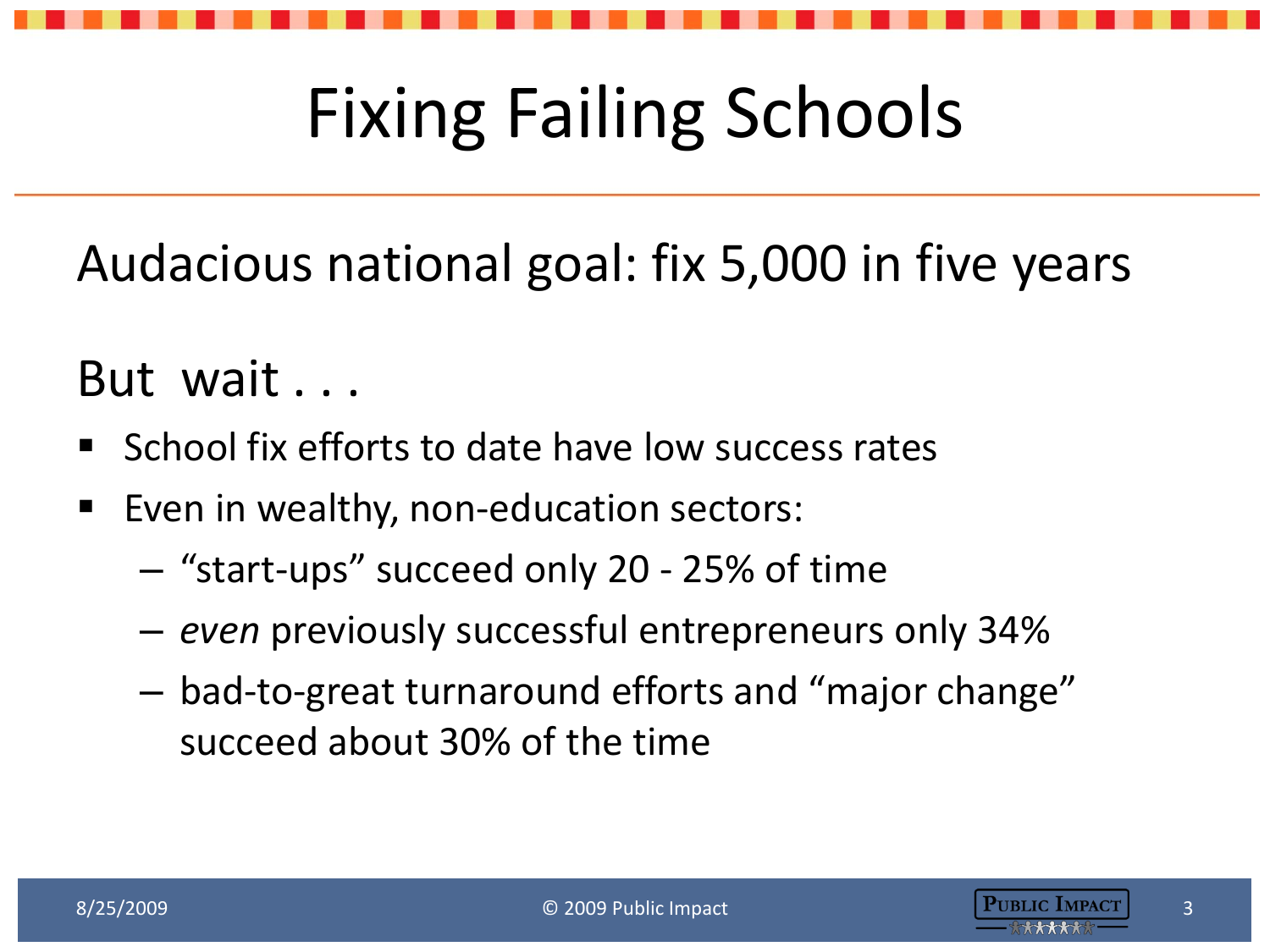# Fixing Failing Schools

Audacious national goal: fix 5,000 in five years

But wait . . .

- School fix efforts to date have low success rates
- Even in wealthy, non-education sectors:
  - "start-ups" succeed only 20 - 25% of time
  - *even* previously successful entrepreneurs only 34%
  - bad-to-great turnaround efforts and "major change" succeed about 30% of the time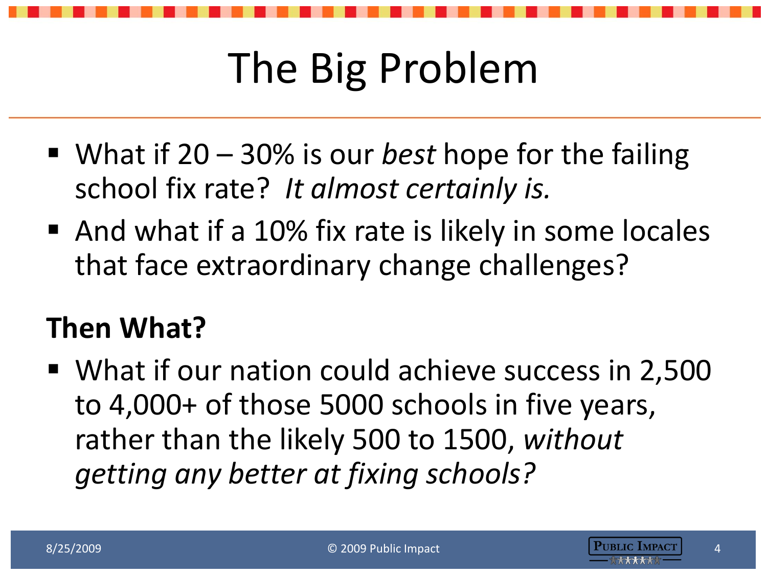# The Big Problem

- What if 20 – 30% is our *best* hope for the failing school fix rate? *It almost certainly is.*
- And what if a 10% fix rate is likely in some locales that face extraordinary change challenges?

**Then What?**

- What if our nation could achieve success in 2,500 to 4,000+ of those 5000 schools in five years, rather than the likely 500 to 1500, *without getting any better at fixing schools?*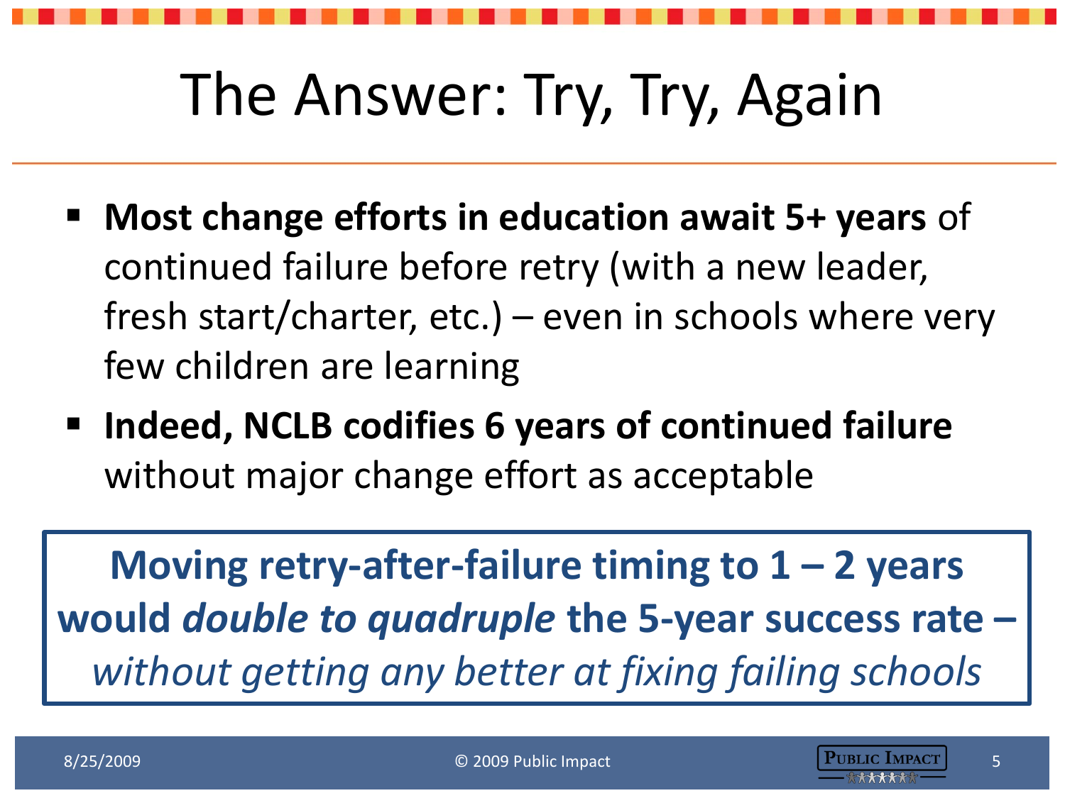# The Answer: Try, Try, Again

- **Most change efforts in education await 5+ years** of continued failure before retry (with a new leader, fresh start/charter, etc.) – even in schools where very few children are learning
- **Indeed, NCLB codifies 6 years of continued failure** without major change effort as acceptable

**Moving retry-after-failure timing to 1 – 2 years would *double to quadruple* the 5-year success rate –** *without getting any better at fixing failing schools*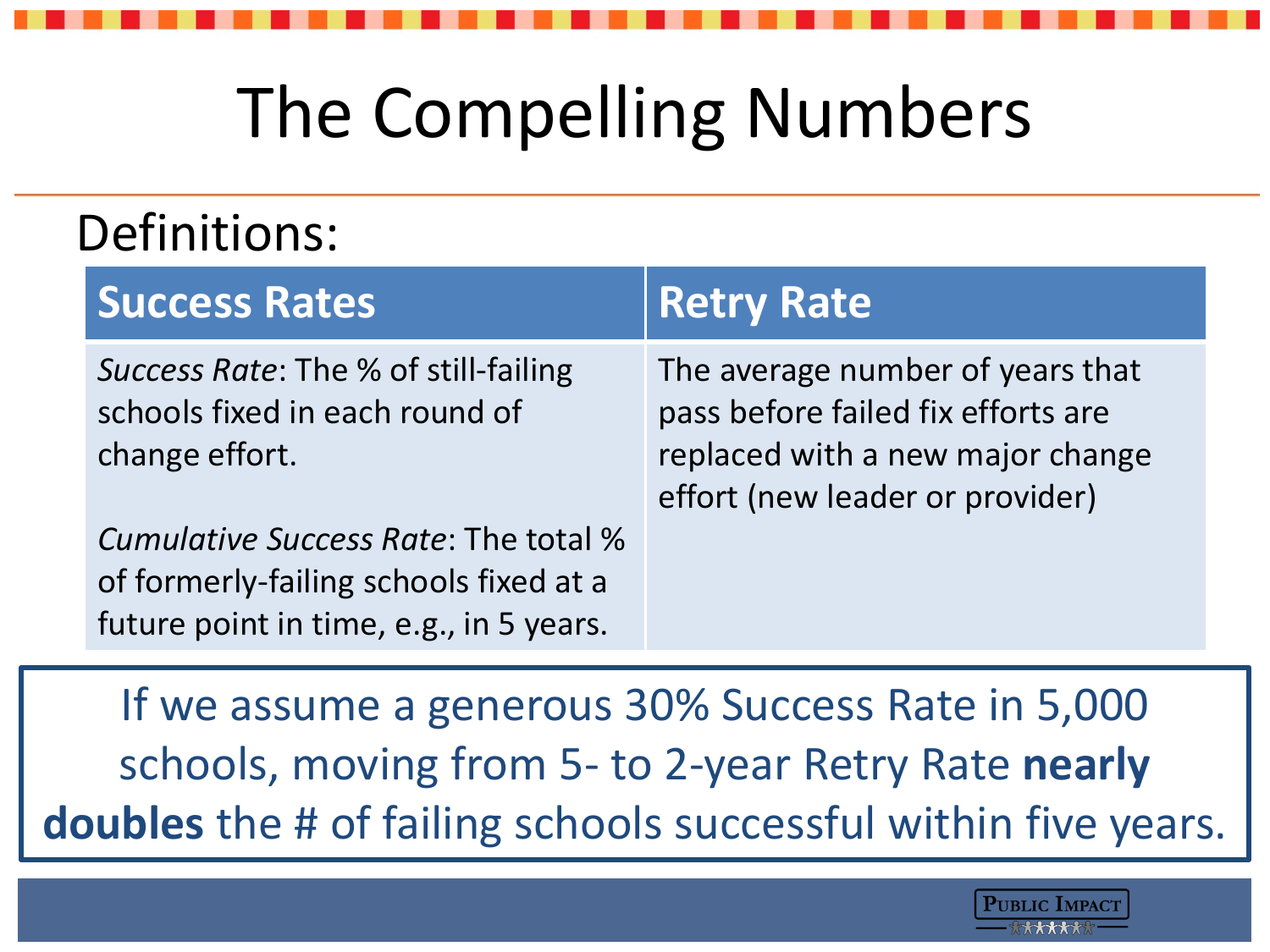# The Compelling Numbers

Definitions:

| Success Rates | Retry Rate |
|---|---|
| *Success Rate*: The % of still-failing schools fixed in each round of change effort.<br><br>*Cumulative Success Rate*: The total % of formerly-failing schools fixed at a future point in time, e.g., in 5 years. | The average number of years that pass before failed fix efforts are replaced with a new major change effort (new leader or provider) |

If we assume a generous 30% Success Rate in 5,000 schools, moving from 5- to 2-year Retry Rate **nearly doubles** the # of failing schools successful within five years.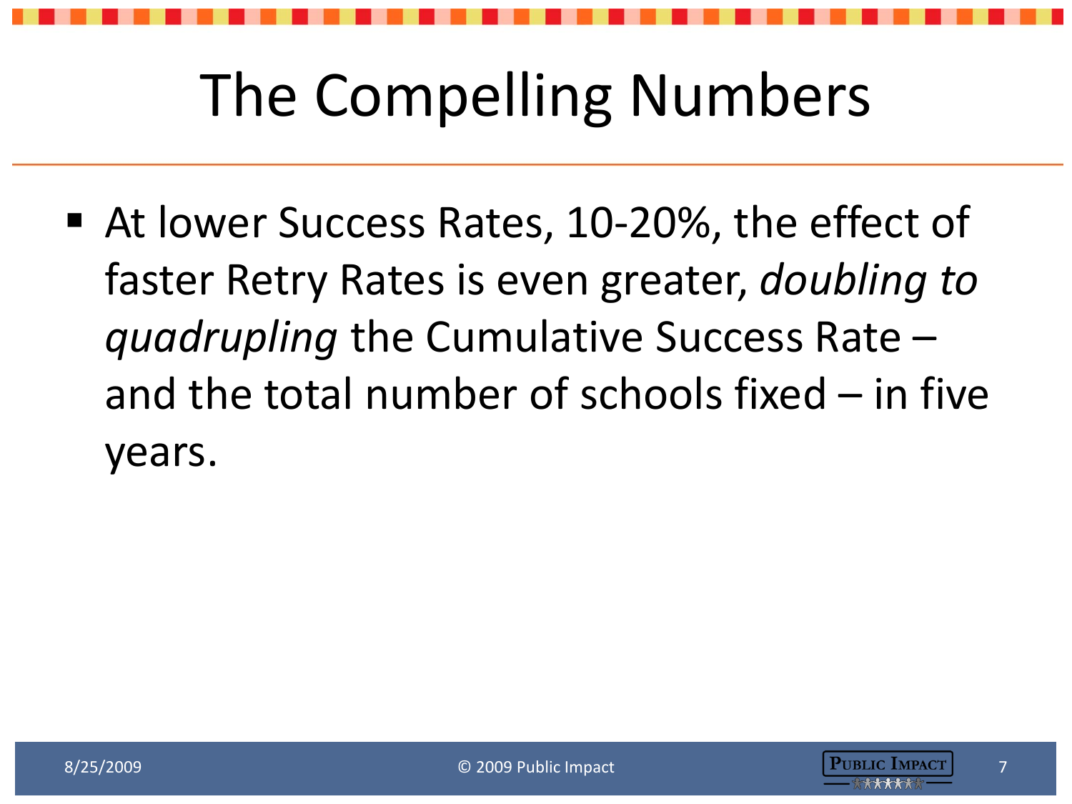# The Compelling Numbers

- At lower Success Rates, 10-20%, the effect of faster Retry Rates is even greater, *doubling to quadrupling* the Cumulative Success Rate – and the total number of schools fixed – in five years.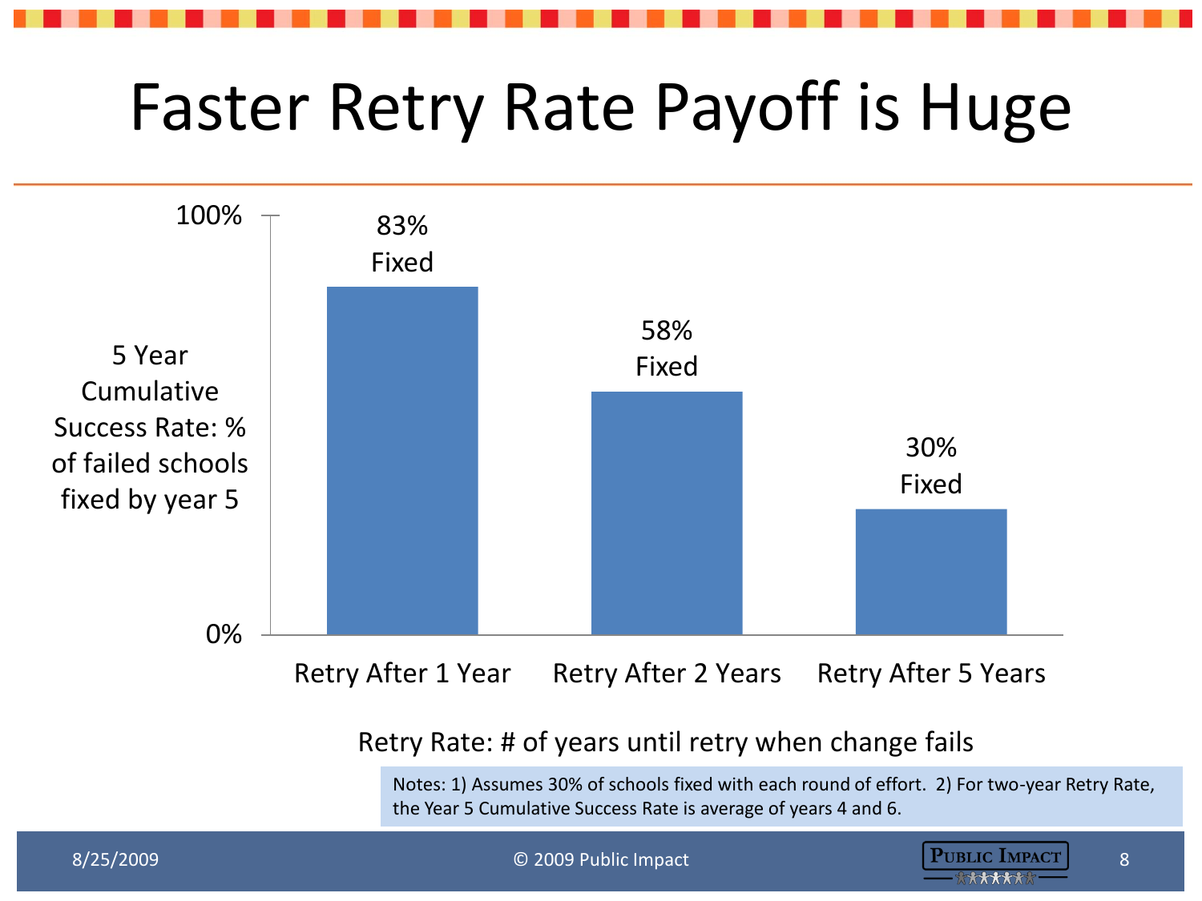# Faster Retry Rate Payoff is Huge

| Retry Rate: # of years until retry when change fails | 5 Year Cumulative Success Rate: % of failed schools fixed by year 5 |
|---|---|
| Retry After 1 Year | 83% Fixed |
| Retry After 2 Years | 58% Fixed |
| Retry After 5 Years | 30% Fixed |

Notes: 1) Assumes 30% of schools fixed with each round of effort. 2) For two-year Retry Rate, the Year 5 Cumulative Success Rate is average of years 4 and 6.

8/25/2009 © 2009 Public Impact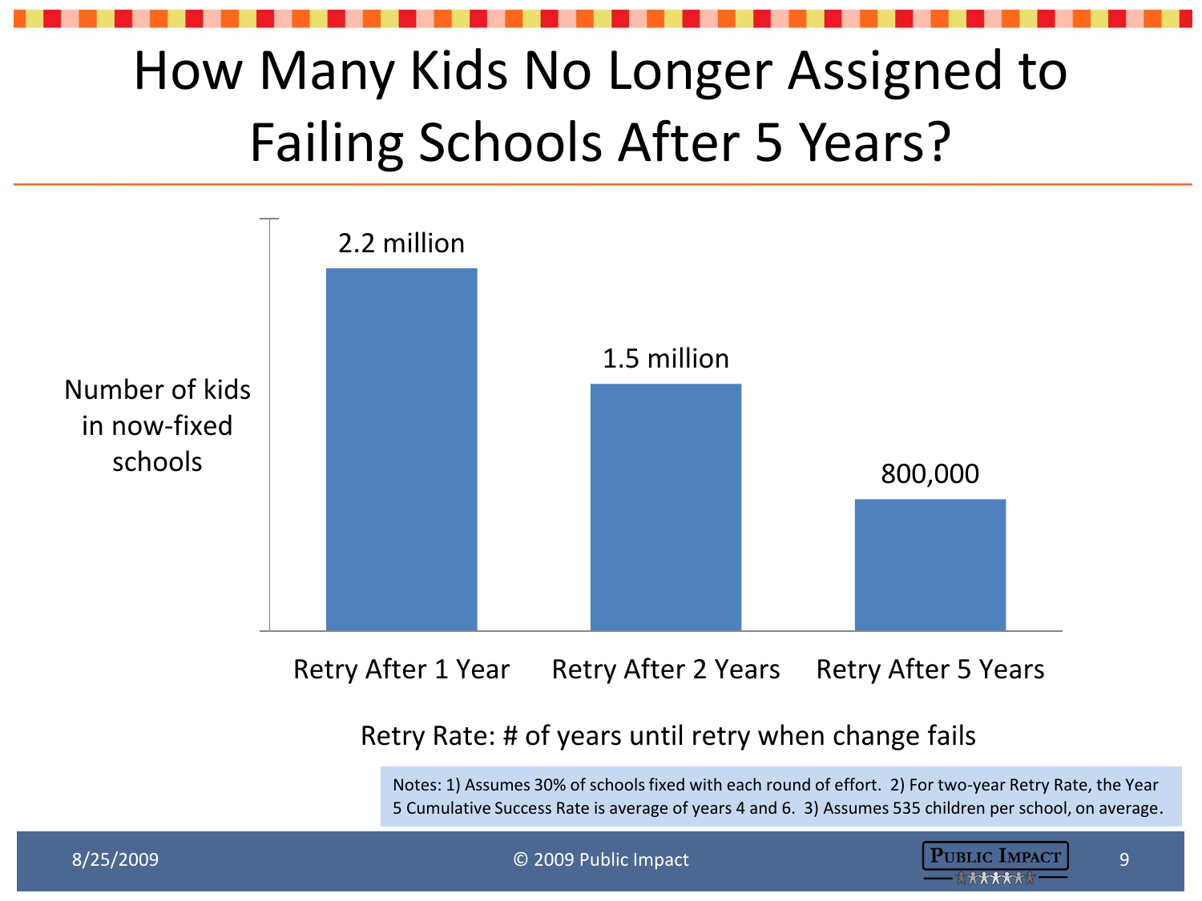# How Many Kids No Longer Assigned to Failing Schools After 5 Years?

| Retry Rate: # of years until retry when change fails | Number of kids in now-fixed schools |
| --- | --- |
| Retry After 1 Year | 2.2 million |
| Retry After 2 Years | 1.5 million |
| Retry After 5 Years | 800,000 |

Notes: 1) Assumes 30% of schools fixed with each round of effort. 2) For two-year Retry Rate, the Year 5 Cumulative Success Rate is average of years 4 and 6. 3) Assumes 535 children per school, on average.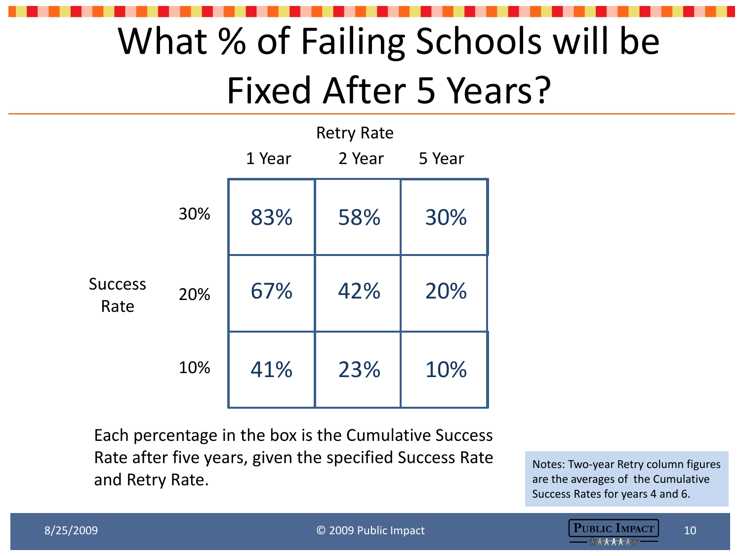# What % of Failing Schools will be Fixed After 5 Years?

| Success Rate | Retry Rate: 1 Year | Retry Rate: 2 Year | Retry Rate: 5 Year |
|---|---|---|---|
| 30% | 83% | 58% | 30% |
| 20% | 67% | 42% | 20% |
| 10% | 41% | 23% | 10% |

Each percentage in the box is the Cumulative Success Rate after five years, given the specified Success Rate and Retry Rate.

Notes: Two-year Retry column figures are the averages of the Cumulative Success Rates for years 4 and 6.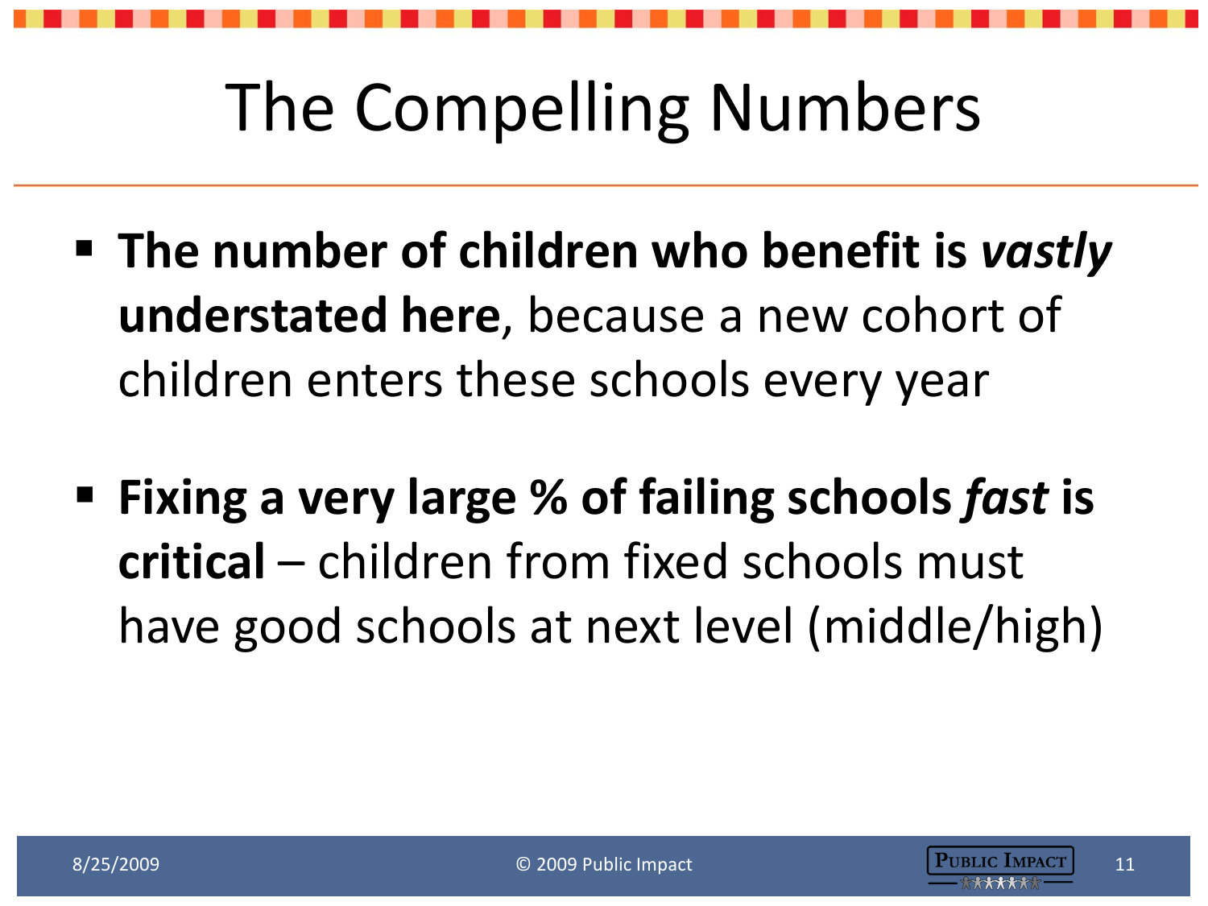# The Compelling Numbers

- **The number of children who benefit is *vastly* understated here**, because a new cohort of children enters these schools every year

- **Fixing a very large % of failing schools *fast* is critical** – children from fixed schools must have good schools at next level (middle/high)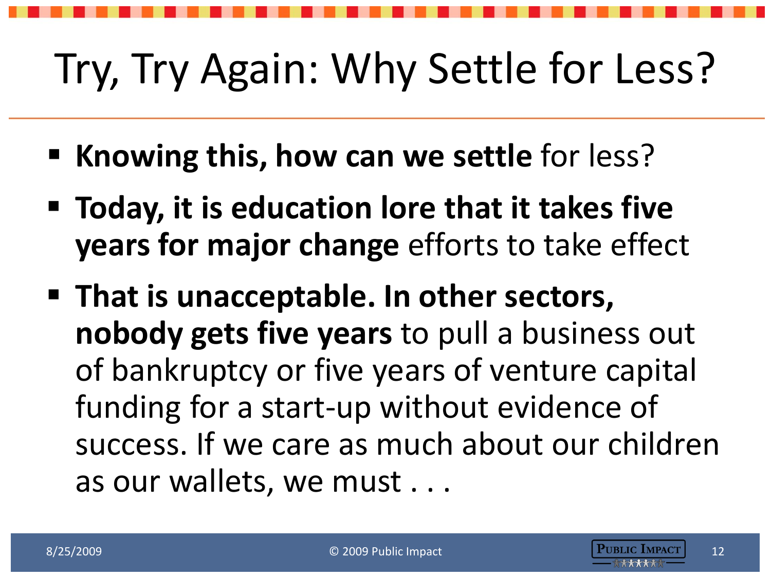# Try, Try Again: Why Settle for Less?

- **Knowing this, how can we settle** for less?
- **Today, it is education lore that it takes five years for major change** efforts to take effect
- **That is unacceptable. In other sectors, nobody gets five years** to pull a business out of bankruptcy or five years of venture capital funding for a start-up without evidence of success. If we care as much about our children as our wallets, we must . . .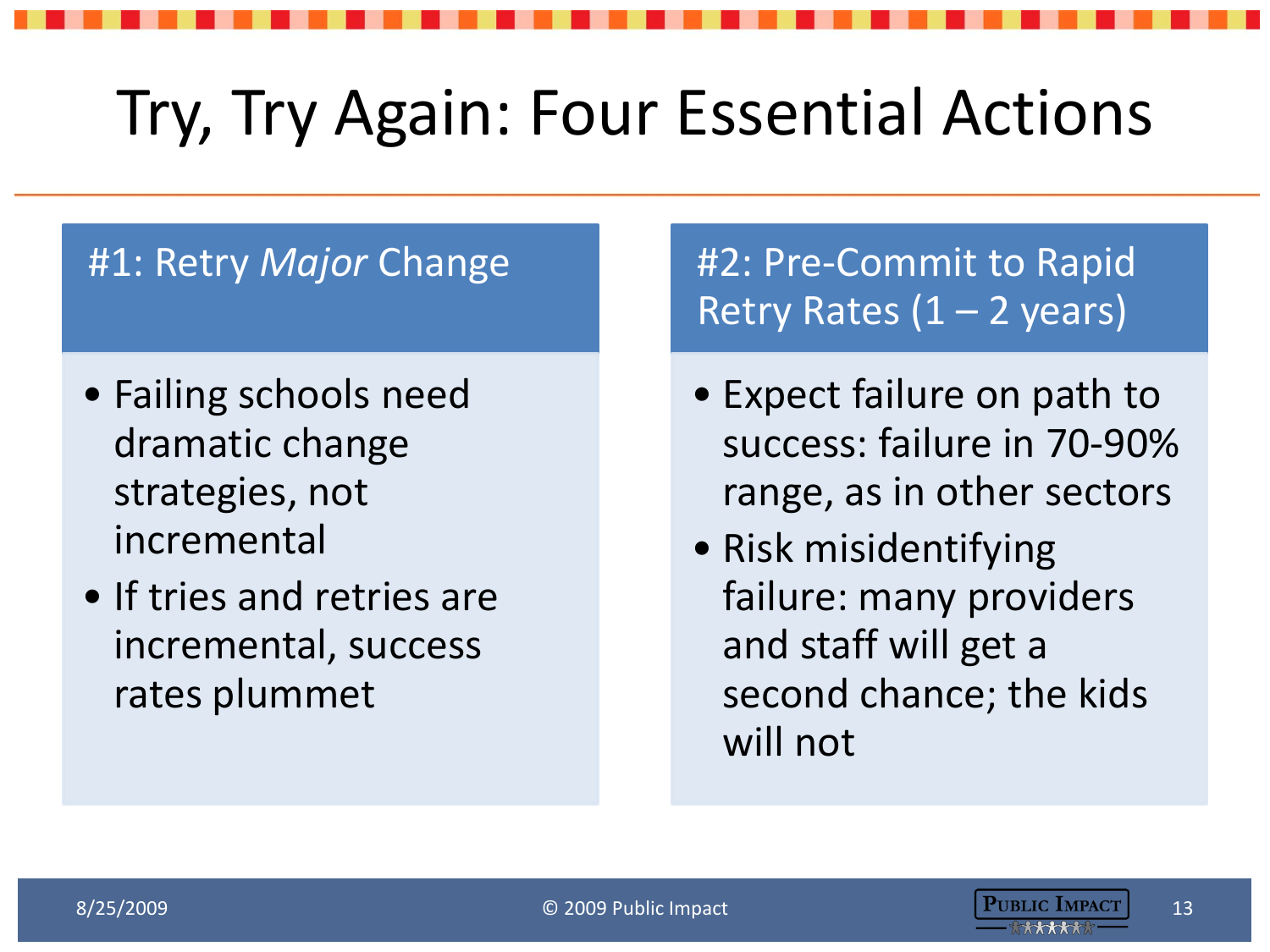# Try, Try Again: Four Essential Actions

## #1: Retry *Major* Change

- Failing schools need dramatic change strategies, not incremental
- If tries and retries are incremental, success rates plummet

## #2: Pre-Commit to Rapid Retry Rates (1 – 2 years)

- Expect failure on path to success: failure in 70-90% range, as in other sectors
- Risk misidentifying failure: many providers and staff will get a second chance; the kids will not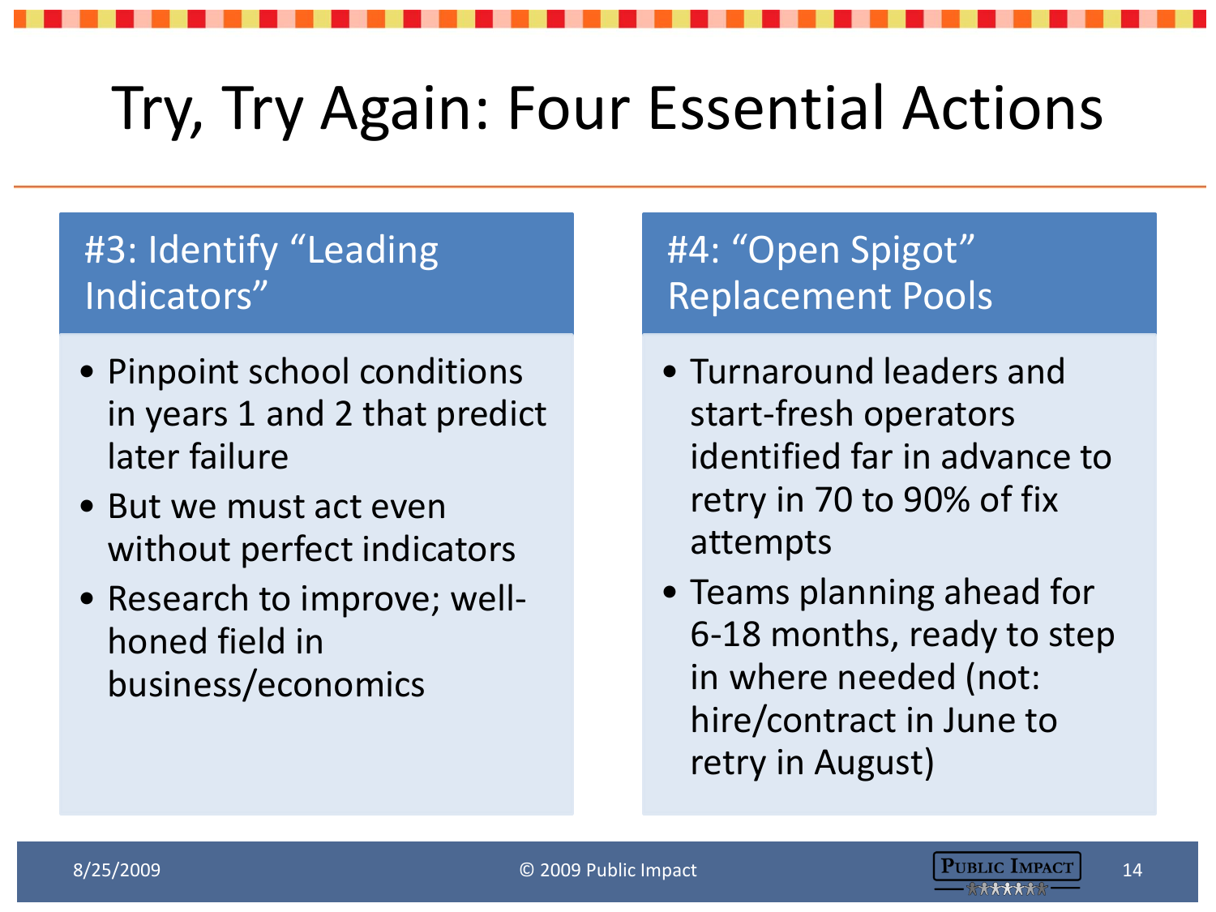# Try, Try Again: Four Essential Actions

## #3: Identify "Leading Indicators"

- Pinpoint school conditions in years 1 and 2 that predict later failure
- But we must act even without perfect indicators
- Research to improve; well-honed field in business/economics

## #4: "Open Spigot" Replacement Pools

- Turnaround leaders and start-fresh operators identified far in advance to retry in 70 to 90% of fix attempts
- Teams planning ahead for 6-18 months, ready to step in where needed (not: hire/contract in June to retry in August)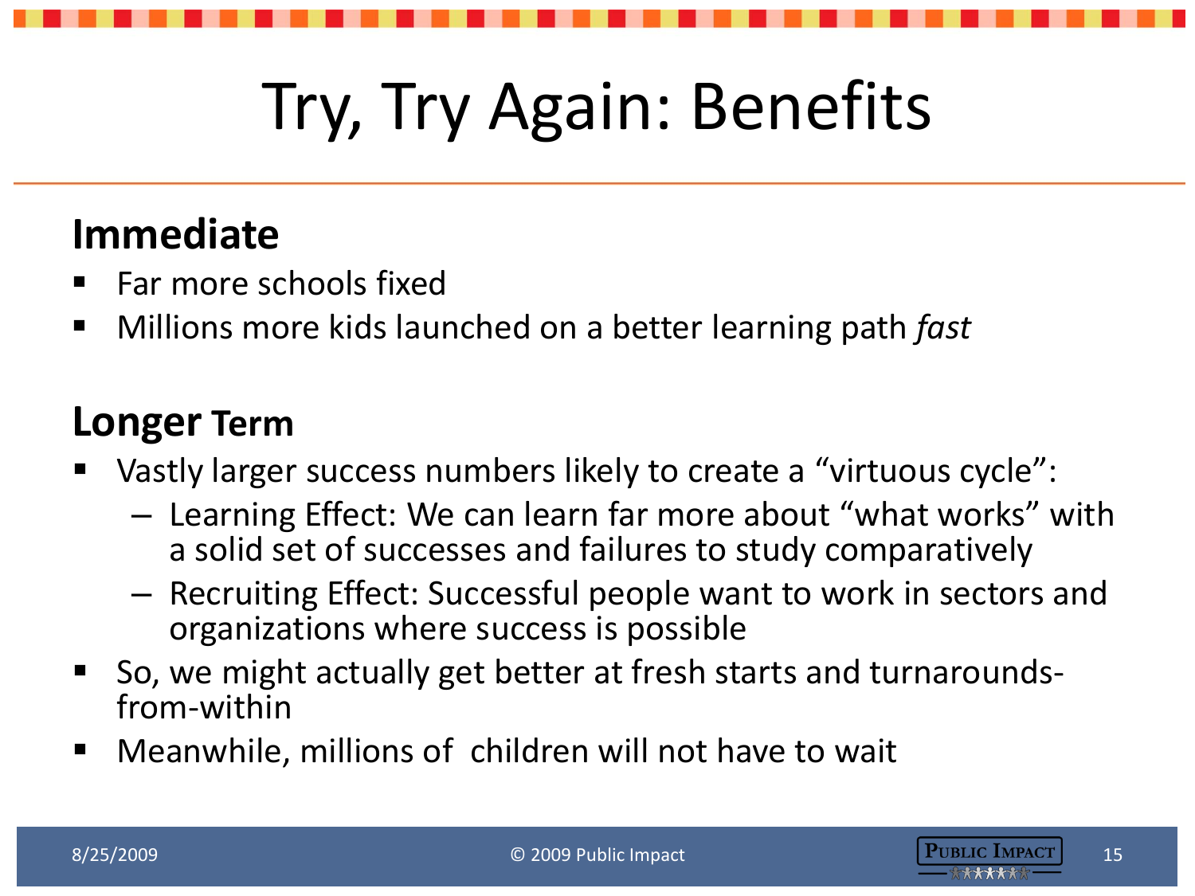# Try, Try Again: Benefits

## Immediate

- Far more schools fixed
- Millions more kids launched on a better learning path *fast*

## Longer Term

- Vastly larger success numbers likely to create a “virtuous cycle”:
  - Learning Effect: We can learn far more about “what works” with a solid set of successes and failures to study comparatively
  - Recruiting Effect: Successful people want to work in sectors and organizations where success is possible
- So, we might actually get better at fresh starts and turnarounds-from-within
- Meanwhile, millions of children will not have to wait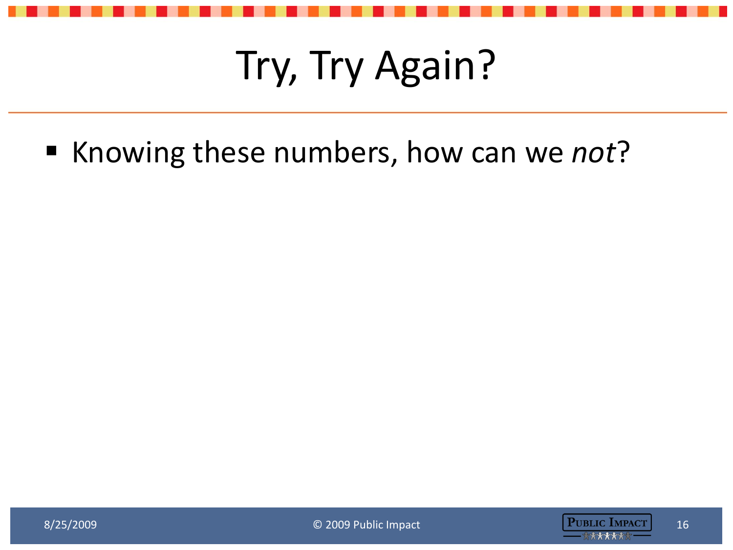# Try, Try Again?

- Knowing these numbers, how can we *not*?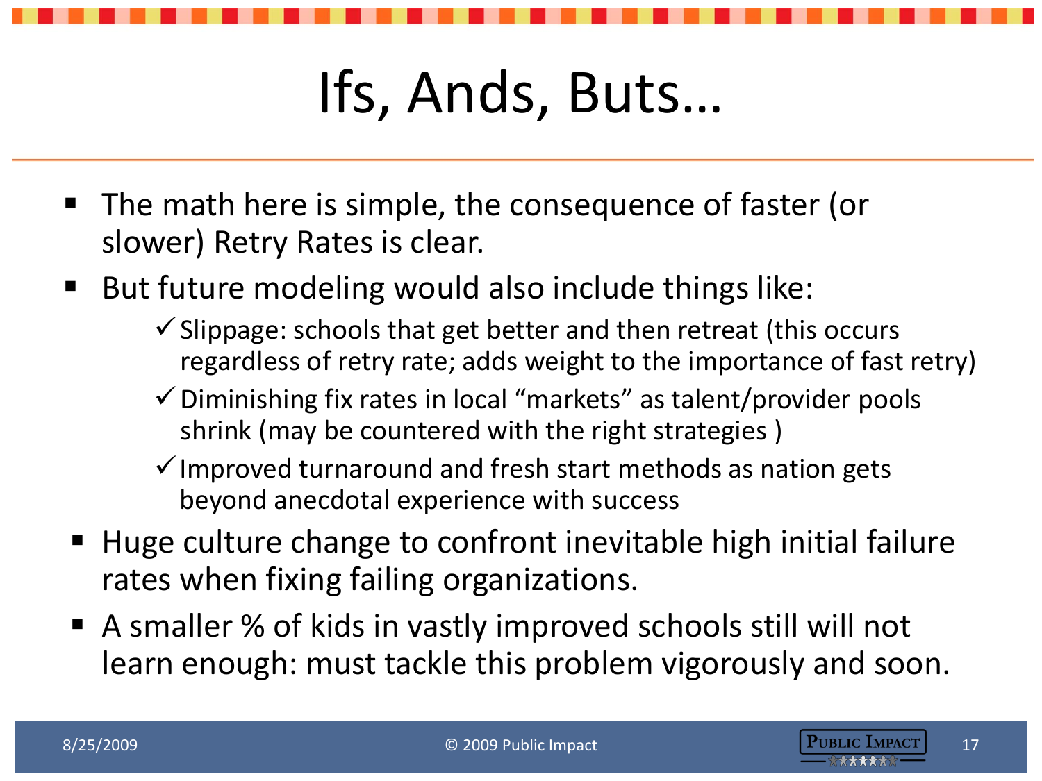# Ifs, Ands, Buts…

- The math here is simple, the consequence of faster (or slower) Retry Rates is clear.
- But future modeling would also include things like:
  - ✓ Slippage: schools that get better and then retreat (this occurs regardless of retry rate; adds weight to the importance of fast retry)
  - ✓ Diminishing fix rates in local “markets” as talent/provider pools shrink (may be countered with the right strategies )
  - ✓ Improved turnaround and fresh start methods as nation gets beyond anecdotal experience with success
- Huge culture change to confront inevitable high initial failure rates when fixing failing organizations.
- A smaller % of kids in vastly improved schools still will not learn enough: must tackle this problem vigorously and soon.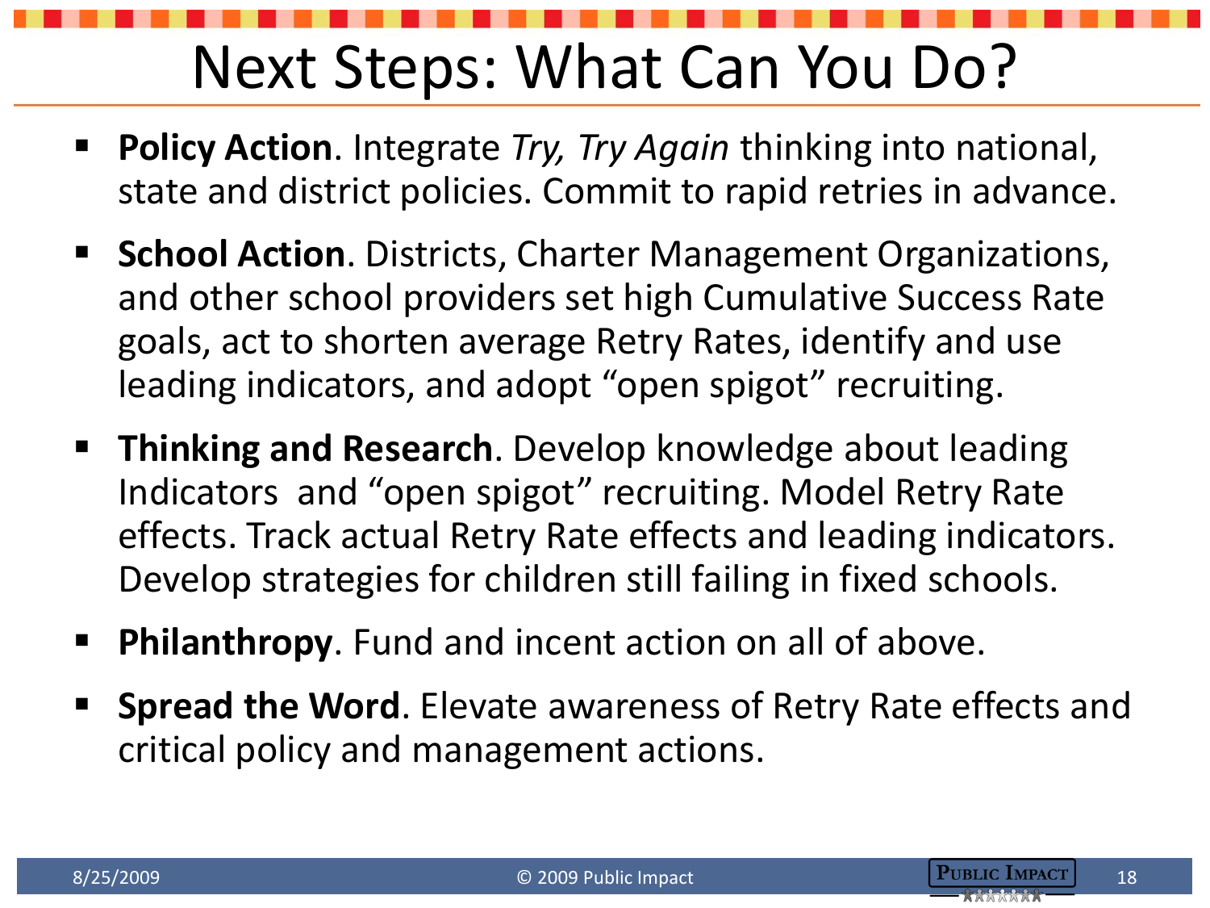# Next Steps: What Can You Do?

- **Policy Action**. Integrate *Try, Try Again* thinking into national, state and district policies. Commit to rapid retries in advance.
- **School Action**. Districts, Charter Management Organizations, and other school providers set high Cumulative Success Rate goals, act to shorten average Retry Rates, identify and use leading indicators, and adopt "open spigot" recruiting.
- **Thinking and Research**. Develop knowledge about leading Indicators and "open spigot" recruiting. Model Retry Rate effects. Track actual Retry Rate effects and leading indicators. Develop strategies for children still failing in fixed schools.
- **Philanthropy**. Fund and incent action on all of above.
- **Spread the Word**. Elevate awareness of Retry Rate effects and critical policy and management actions.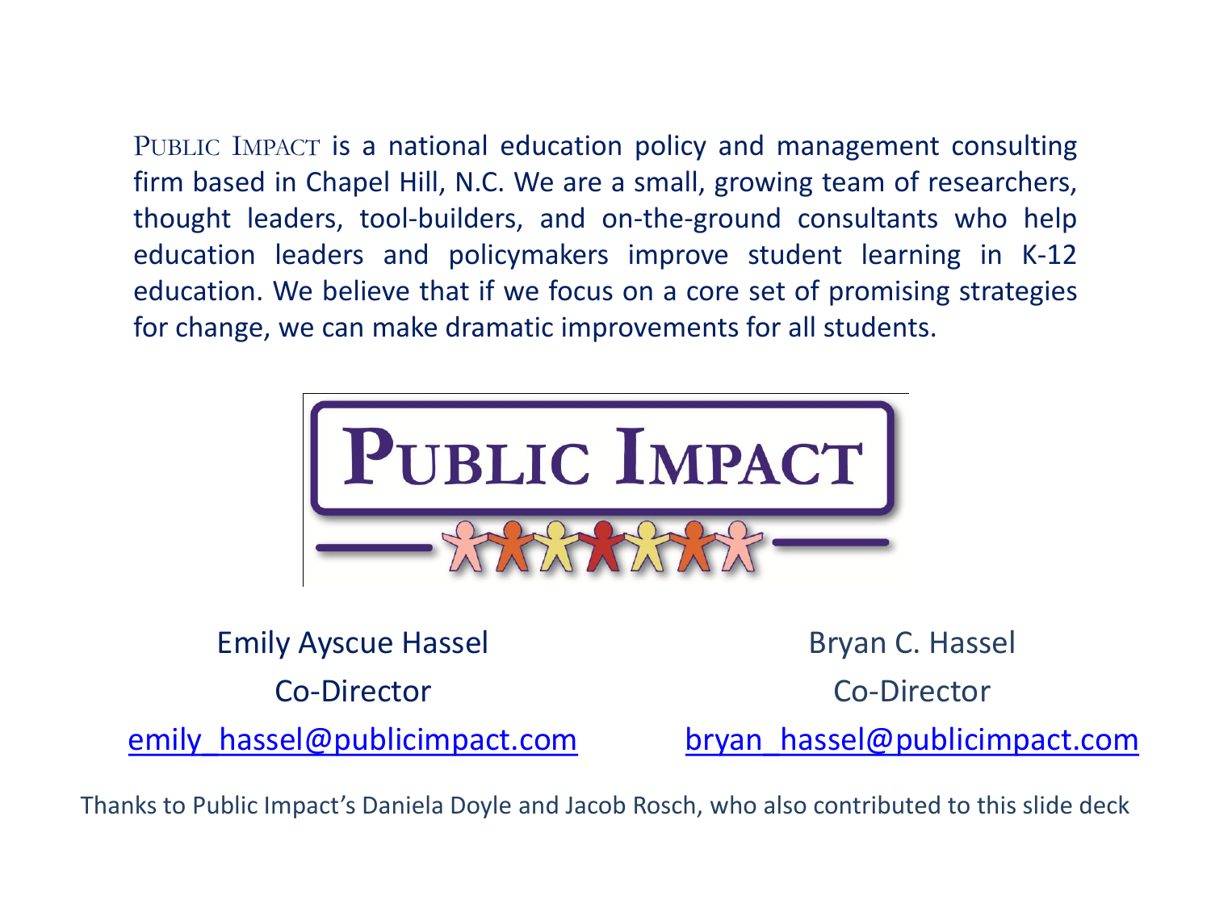PUBLIC IMPACT is a national education policy and management consulting firm based in Chapel Hill, N.C. We are a small, growing team of researchers, thought leaders, tool-builders, and on-the-ground consultants who help education leaders and policymakers improve student learning in K-12 education. We believe that if we focus on a core set of promising strategies for change, we can make dramatic improvements for all students.

PUBLIC IMPACT

Emily Ayscue Hassel
Co-Director
emily_hassel@publicimpact.com

Bryan C. Hassel
Co-Director
bryan_hassel@publicimpact.com

Thanks to Public Impact's Daniela Doyle and Jacob Rosch, who also contributed to this slide deck